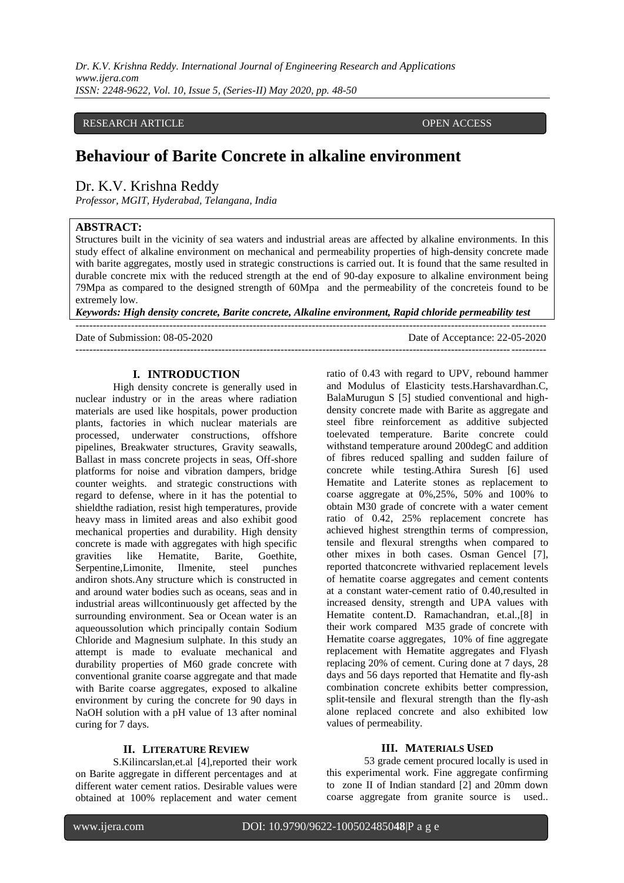RESEARCH ARTICLE OPEN ACCESS

# Behaviour of Barite Concrete in alkaline environment

## Dr. K.V. Krishna Reddy

*Professor, MGIT, Hyderabad, Telangana, India*

**ABSTRACT:**

Structures built in the vicinity of sea waters and industrial areas are affected by alkaline environments. In this study effect of alkaline environment on mechanical and permeability properties of high-density concrete made with barite aggregates, mostly used in strategic constructions is carried out. It is found that the same resulted in durable concrete mix with the reduced strength at the end of 90-day exposure to alkaline environment being 79Mpa as compared to the designed strength of 60Mpa and the permeability of the concreteis is found to be extremely low.

***Keywords: High density concrete, Barite concrete, Alkaline environment, Rapid chloride permeability test***

---

Date of Submission: 08-05-2020 Date of Acceptance: 22-05-2020

---

## I. INTRODUCTION

High density concrete is generally used in nuclear industry or in the areas where radiation materials are used like hospitals, power production plants, factories in which nuclear materials are processed, underwater constructions, offshore pipelines, Breakwater structures, Gravity seawalls, Ballast in mass concrete projects in seas, Off-shore platforms for noise and vibration dampers, bridge counter weights. and strategic constructions with regard to defense, where in it has the potential to shieldthe radiation, resist high temperatures, provide heavy mass in limited areas and also exhibit good mechanical properties and durability. High density concrete is made with aggregates with high specific gravities like Hematite, Barite, Goethite, Serpentine,Limonite, Ilmenite, steel punches andiron shots.Any structure which is constructed in and around water bodies such as oceans, seas and in industrial areas willcontinuously get affected by the surrounding environment. Sea or Ocean water is an aqueoussolution which principally contain Sodium Chloride and Magnesium sulphate. In this study an attempt is made to evaluate mechanical and durability properties of M60 grade concrete with conventional granite coarse aggregate and that made with Barite coarse aggregates, exposed to alkaline environment by curing the concrete for 90 days in NaOH solution with a pH value of 13 after nominal curing for 7 days.

## II. LITERATURE REVIEW

S.Kilincarslan,et.al [4],reported their work on Barite aggregate in different percentages and at different water cement ratios. Desirable values were obtained at 100% replacement and water cement ratio of 0.43 with regard to UPV, rebound hammer and Modulus of Elasticity tests.Harshavardhan.C, BalaMurugun S [5] studied conventional and high-density concrete made with Barite as aggregate and steel fibre reinforcement as additive subjected toelevated temperature. Barite concrete could withstand temperature around 200degC and addition of fibres reduced spalling and sudden failure of concrete while testing.Athira Suresh [6] used Hematite and Laterite stones as replacement to coarse aggregate at 0%,25%, 50% and 100% to obtain M30 grade of concrete with a water cement ratio of 0.42, 25% replacement concrete has achieved highest strengthin terms of compression, tensile and flexural strengths when compared to other mixes in both cases. Osman Gencel [7], reported thatconcrete withvaried replacement levels of hematite coarse aggregates and cement contents at a constant water-cement ratio of 0.40,resulted in increased density, strength and UPA values with Hematite content.D. Ramachandran, et.al.,[8] in their work compared M35 grade of concrete with Hematite coarse aggregates, 10% of fine aggregate replacement with Hematite aggregates and Flyash replacing 20% of cement. Curing done at 7 days, 28 days and 56 days reported that Hematite and fly-ash combination concrete exhibits better compression, split-tensile and flexural strength than the fly-ash alone replaced concrete and also exhibited low values of permeability.

## III. MATERIALS USED

53 grade cement procured locally is used in this experimental work. Fine aggregate confirming to zone II of Indian standard [2] and 20mm down coarse aggregate from granite source is used..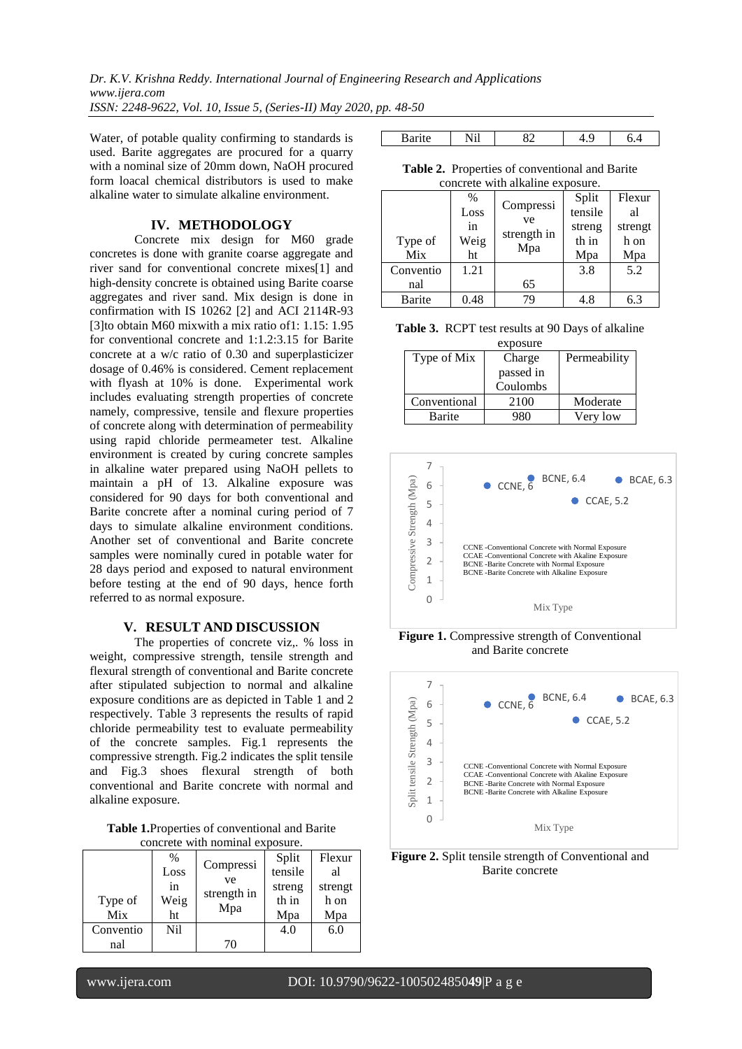Water, of potable quality confirming to standards is used. Barite aggregates are procured for a quarry with a nominal size of 20mm down, NaOH procured form loacal chemical distributors is used to make alkaline water to simulate alkaline environment.

## IV. METHODOLOGY

Concrete mix design for M60 grade concretes is done with granite coarse aggregate and river sand for conventional concrete mixes[1] and high-density concrete is obtained using Barite coarse aggregates and river sand. Mix design is done in confirmation with IS 10262 [2] and ACI 2114R-93 [3]to obtain M60 mixwith a mix ratio of1: 1.15: 1.95 for conventional concrete and 1:1.2:3.15 for Barite concrete at a w/c ratio of 0.30 and superplasticizer dosage of 0.46% is considered. Cement replacement with flyash at 10% is done. Experimental work includes evaluating strength properties of concrete namely, compressive, tensile and flexure properties of concrete along with determination of permeability using rapid chloride permeameter test. Alkaline environment is created by curing concrete samples in alkaline water prepared using NaOH pellets to maintain a pH of 13. Alkaline exposure was considered for 90 days for both conventional and Barite concrete after a nominal curing period of 7 days to simulate alkaline environment conditions. Another set of conventional and Barite concrete samples were nominally cured in potable water for 28 days period and exposed to natural environment before testing at the end of 90 days, hence forth referred to as normal exposure.

## V. RESULT AND DISCUSSION

The properties of concrete viz,. % loss in weight, compressive strength, tensile strength and flexural strength of conventional and Barite concrete after stipulated subjection to normal and alkaline exposure conditions are as depicted in Table 1 and 2 respectively. Table 3 represents the results of rapid chloride permeability test to evaluate permeability of the concrete samples. Fig.1 represents the compressive strength. Fig.2 indicates the split tensile and Fig.3 shoes flexural strength of both conventional and Barite concrete with normal and alkaline exposure.

**Table 1.**Properties of conventional and Barite concrete with nominal exposure.

| Type of Mix | % Loss in Weight | Compressive strength in Mpa | Split tensile strength in Mpa | Flexural strength on Mpa |
|---|---|---|---|---|
| Conventional | Nil | 70 | 4.0 | 6.0 |
| Barite | Nil | 82 | 4.9 | 6.4 |

**Table 2.** Properties of conventional and Barite concrete with alkaline exposure.

| Type of Mix | % Loss in Weight | Compressive strength in Mpa | Split tensile strength in Mpa | Flexural strength on Mpa |
|---|---|---|---|---|
| Conventional | 1.21 | 65 | 3.8 | 5.2 |
| Barite | 0.48 | 79 | 4.8 | 6.3 |

**Table 3.** RCPT test results at 90 Days of alkaline exposure

| Type of Mix | Charge passed in Coulombs | Permeability |
|---|---|---|
| Conventional | 2100 | Moderate |
| Barite | 980 | Very low |

**Figure 1.** Compressive strength of Conventional and Barite concrete

**Figure 2.** Split tensile strength of Conventional and Barite concrete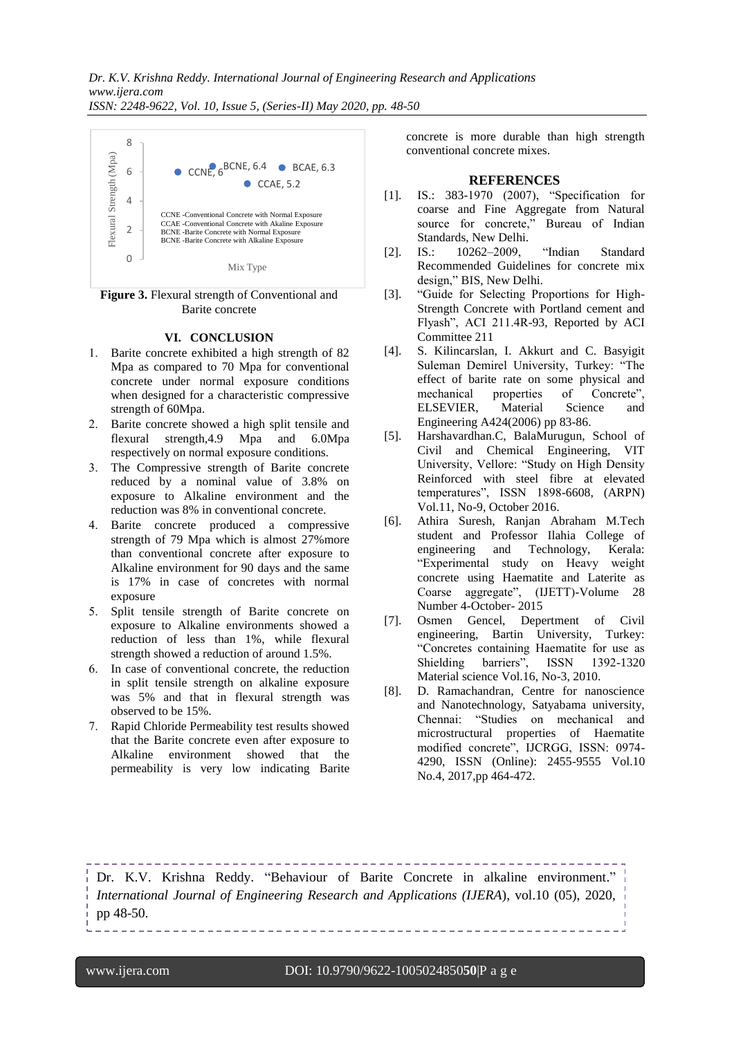8

6

4

2

0

Flexural Strength (Mpa)

CCNE, 6

BCNE, 6.4

BCAE, 6.3

CCAE, 5.2

CCNE -Conventional Concrete with Normal Exposure
CCAE -Conventional Concrete with Akaline Exposure
BCNE -Barite Concrete with Normal Exposure
BCNE -Barite Concrete with Alkaline Exposure

Mix Type

**Figure 3.** Flexural strength of Conventional and Barite concrete

## VI. CONCLUSION

1. Barite concrete exhibited a high strength of 82 Mpa as compared to 70 Mpa for conventional concrete under normal exposure conditions when designed for a characteristic compressive strength of 60Mpa.
2. Barite concrete showed a high split tensile and flexural strength,4.9 Mpa and 6.0Mpa respectively on normal exposure conditions.
3. The Compressive strength of Barite concrete reduced by a nominal value of 3.8% on exposure to Alkaline environment and the reduction was 8% in conventional concrete.
4. Barite concrete produced a compressive strength of 79 Mpa which is almost 27%more than conventional concrete after exposure to Alkaline environment for 90 days and the same is 17% in case of concretes with normal exposure
5. Split tensile strength of Barite concrete on exposure to Alkaline environments showed a reduction of less than 1%, while flexural strength showed a reduction of around 1.5%.
6. In case of conventional concrete, the reduction in split tensile strength on alkaline exposure was 5% and that in flexural strength was observed to be 15%.
7. Rapid Chloride Permeability test results showed that the Barite concrete even after exposure to Alkaline environment showed that the permeability is very low indicating Barite concrete is more durable than high strength conventional concrete mixes.

## REFERENCES

[1]. IS.: 383-1970 (2007), "Specification for coarse and Fine Aggregate from Natural source for concrete," Bureau of Indian Standards, New Delhi.

[2]. IS.: 10262–2009, "Indian Standard Recommended Guidelines for concrete mix design," BIS, New Delhi.

[3]. "Guide for Selecting Proportions for High-Strength Concrete with Portland cement and Flyash", ACI 211.4R-93, Reported by ACI Committee 211

[4]. S. Kilincarslan, I. Akkurt and C. Basyigit Suleman Demirel University, Turkey: "The effect of barite rate on some physical and mechanical properties of Concrete", ELSEVIER, Material Science and Engineering A424(2006) pp 83-86.

[5]. Harshavardhan.C, BalaMurugun, School of Civil and Chemical Engineering, VIT University, Vellore: "Study on High Density Reinforced with steel fibre at elevated temperatures", ISSN 1898-6608, (ARPN) Vol.11, No-9, October 2016.

[6]. Athira Suresh, Ranjan Abraham M.Tech student and Professor Ilahia College of engineering and Technology, Kerala: "Experimental study on Heavy weight concrete using Haematite and Laterite as Coarse aggregate", (IJETT)-Volume 28 Number 4-October- 2015

[7]. Osmen Gencel, Department of Civil engineering, Bartin University, Turkey: "Concretes containing Haematite for use as Shielding barriers", ISSN 1392-1320 Material science Vol.16, No-3, 2010.

[8]. D. Ramachandran, Centre for nanoscience and Nanotechnology, Satyabama university, Chennai: "Studies on mechanical and microstructural properties of Haematite modified concrete", IJCRGG, ISSN: 0974-4290, ISSN (Online): 2455-9555 Vol.10 No.4, 2017,pp 464-472.

Dr. K.V. Krishna Reddy. "Behaviour of Barite Concrete in alkaline environment." *International Journal of Engineering Research and Applications (IJERA)*, vol.10 (05), 2020, pp 48-50.